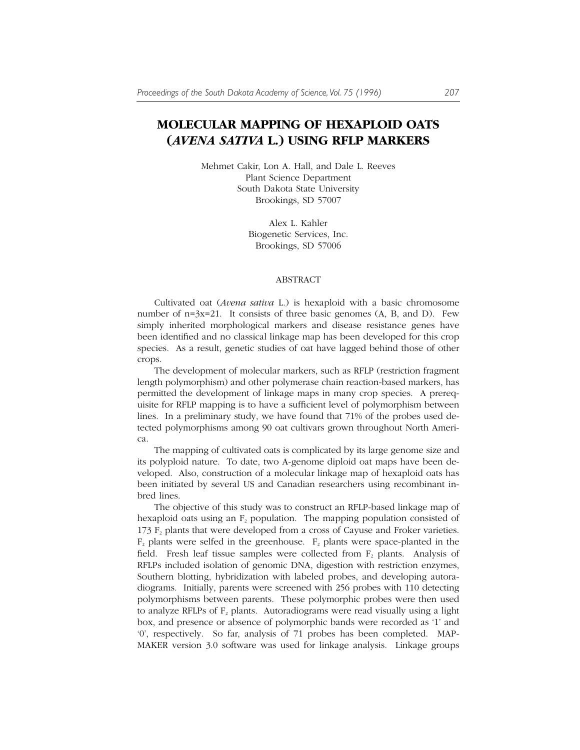# MOLECULAR MAPPING OF HEXAPLOID OATS (*AVENA SATIVA* L.) USING RFLP MARKERS

Mehmet Cakir, Lon A. Hall, and Dale L. Reeves
Plant Science Department
South Dakota State University
Brookings, SD 57007

Alex L. Kahler
Biogenetic Services, Inc.
Brookings, SD 57006

## ABSTRACT

Cultivated oat (*Avena sativa* L.) is hexaploid with a basic chromosome number of n=3x=21. It consists of three basic genomes (A, B, and D). Few simply inherited morphological markers and disease resistance genes have been identified and no classical linkage map has been developed for this crop species. As a result, genetic studies of oat have lagged behind those of other crops.

The development of molecular markers, such as RFLP (restriction fragment length polymorphism) and other polymerase chain reaction-based markers, has permitted the development of linkage maps in many crop species. A prerequisite for RFLP mapping is to have a sufficient level of polymorphism between lines. In a preliminary study, we have found that 71% of the probes used detected polymorphisms among 90 oat cultivars grown throughout North America.

The mapping of cultivated oats is complicated by its large genome size and its polyploid nature. To date, two A-genome diploid oat maps have been developed. Also, construction of a molecular linkage map of hexaploid oats has been initiated by several US and Canadian researchers using recombinant inbred lines.

The objective of this study was to construct an RFLP-based linkage map of hexaploid oats using an $F_2$ population. The mapping population consisted of 173 $F_2$ plants that were developed from a cross of Cayuse and Froker varieties. $F_2$ plants were selfed in the greenhouse. $F_2$ plants were space-planted in the field. Fresh leaf tissue samples were collected from $F_2$ plants. Analysis of RFLPs included isolation of genomic DNA, digestion with restriction enzymes, Southern blotting, hybridization with labeled probes, and developing autoradiograms. Initially, parents were screened with 256 probes with 110 detecting polymorphisms between parents. These polymorphic probes were then used to analyze RFLPs of $F_2$ plants. Autoradiograms were read visually using a light box, and presence or absence of polymorphic bands were recorded as '1' and '0', respectively. So far, analysis of 71 probes has been completed. MAPMAKER version 3.0 software was used for linkage analysis. Linkage groups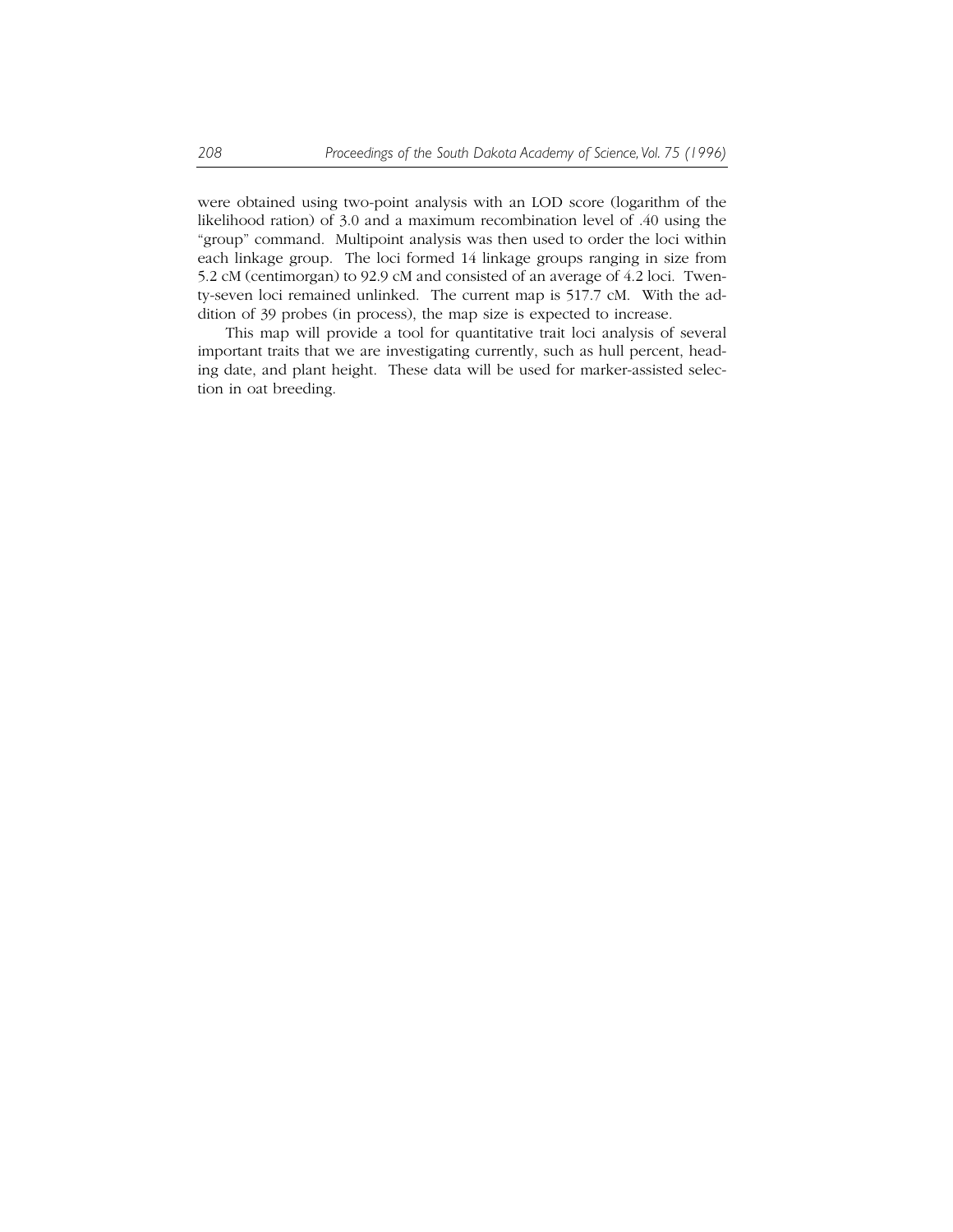were obtained using two-point analysis with an LOD score (logarithm of the likelihood ration) of 3.0 and a maximum recombination level of .40 using the "group" command. Multipoint analysis was then used to order the loci within each linkage group. The loci formed 14 linkage groups ranging in size from 5.2 cM (centimorgan) to 92.9 cM and consisted of an average of 4.2 loci. Twenty-seven loci remained unlinked. The current map is 517.7 cM. With the addition of 39 probes (in process), the map size is expected to increase.

This map will provide a tool for quantitative trait loci analysis of several important traits that we are investigating currently, such as hull percent, heading date, and plant height. These data will be used for marker-assisted selection in oat breeding.